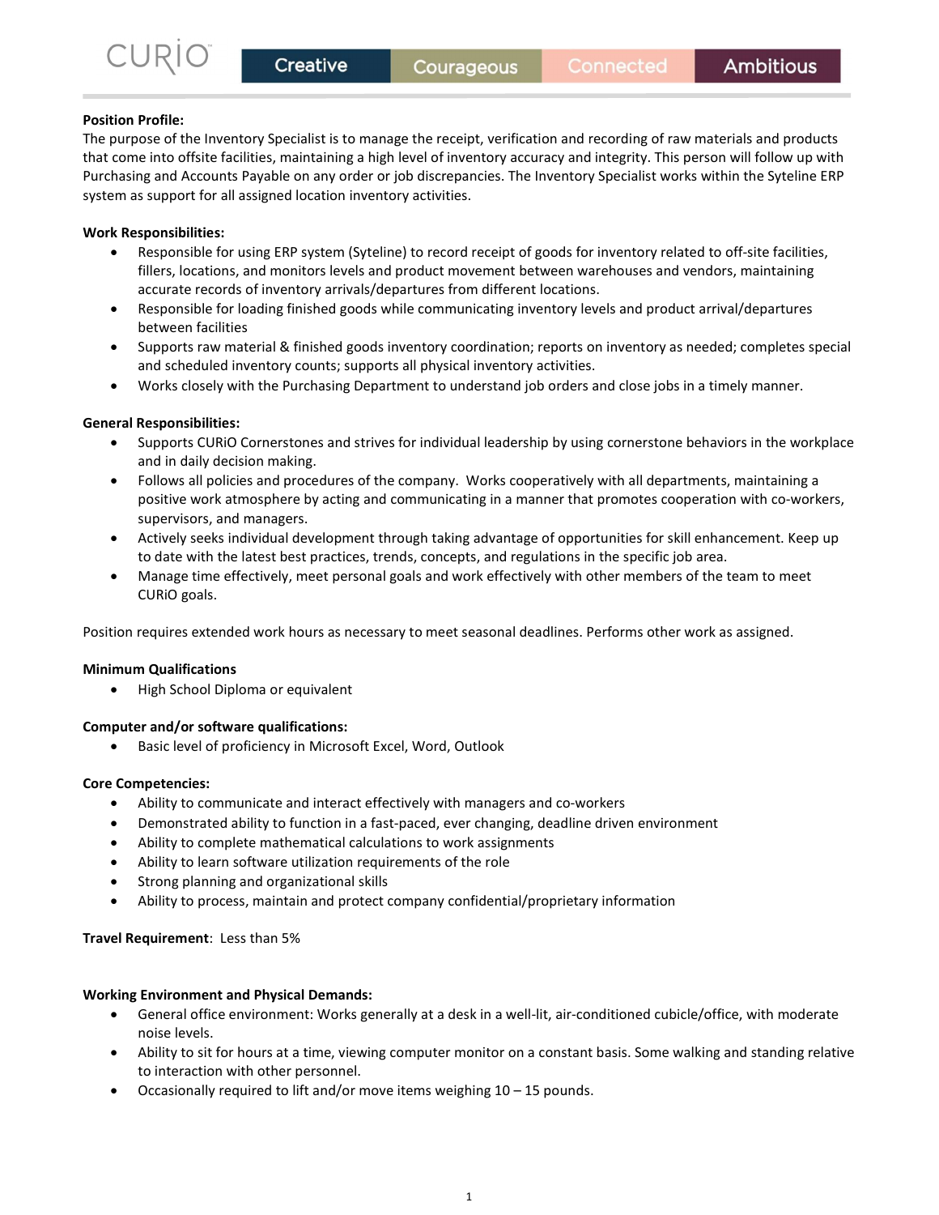CURiO | Creative | Courageous | Connected | Ambitious

**Position Profile:**
The purpose of the Inventory Specialist is to manage the receipt, verification and recording of raw materials and products that come into offsite facilities, maintaining a high level of inventory accuracy and integrity. This person will follow up with Purchasing and Accounts Payable on any order or job discrepancies. The Inventory Specialist works within the Syteline ERP system as support for all assigned location inventory activities.

**Work Responsibilities:**

- Responsible for using ERP system (Syteline) to record receipt of goods for inventory related to off-site facilities, fillers, locations, and monitors levels and product movement between warehouses and vendors, maintaining accurate records of inventory arrivals/departures from different locations.
- Responsible for loading finished goods while communicating inventory levels and product arrival/departures between facilities
- Supports raw material & finished goods inventory coordination; reports on inventory as needed; completes special and scheduled inventory counts; supports all physical inventory activities.
- Works closely with the Purchasing Department to understand job orders and close jobs in a timely manner.

**General Responsibilities:**

- Supports CURiO Cornerstones and strives for individual leadership by using cornerstone behaviors in the workplace and in daily decision making.
- Follows all policies and procedures of the company. Works cooperatively with all departments, maintaining a positive work atmosphere by acting and communicating in a manner that promotes cooperation with co-workers, supervisors, and managers.
- Actively seeks individual development through taking advantage of opportunities for skill enhancement. Keep up to date with the latest best practices, trends, concepts, and regulations in the specific job area.
- Manage time effectively, meet personal goals and work effectively with other members of the team to meet CURiO goals.

Position requires extended work hours as necessary to meet seasonal deadlines. Performs other work as assigned.

**Minimum Qualifications**

- High School Diploma or equivalent

**Computer and/or software qualifications:**

- Basic level of proficiency in Microsoft Excel, Word, Outlook

**Core Competencies:**

- Ability to communicate and interact effectively with managers and co-workers
- Demonstrated ability to function in a fast-paced, ever changing, deadline driven environment
- Ability to complete mathematical calculations to work assignments
- Ability to learn software utilization requirements of the role
- Strong planning and organizational skills
- Ability to process, maintain and protect company confidential/proprietary information

**Travel Requirement**: Less than 5%

**Working Environment and Physical Demands:**

- General office environment: Works generally at a desk in a well-lit, air-conditioned cubicle/office, with moderate noise levels.
- Ability to sit for hours at a time, viewing computer monitor on a constant basis. Some walking and standing relative to interaction with other personnel.
- Occasionally required to lift and/or move items weighing 10 – 15 pounds.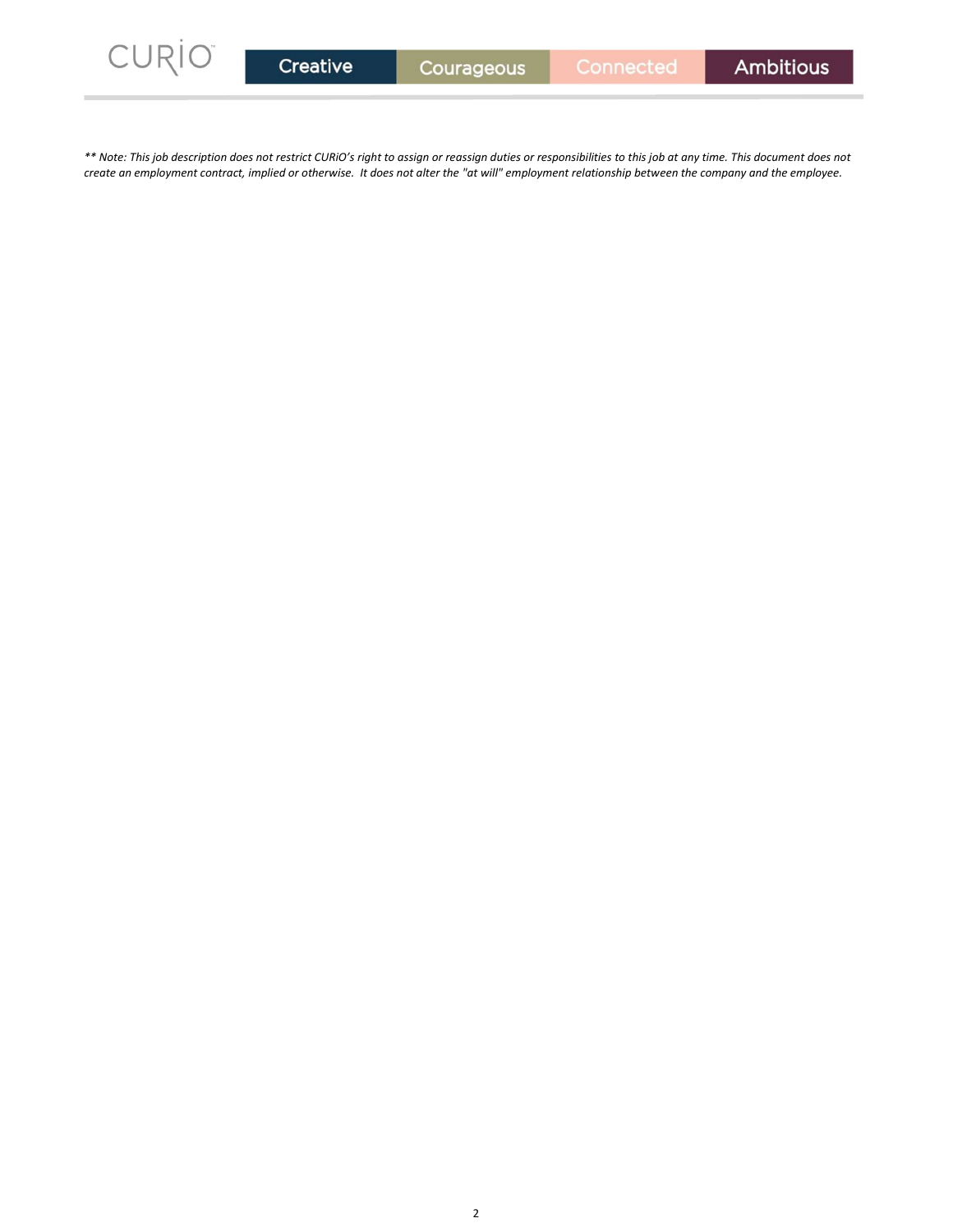*** Note: This job description does not restrict CURiO's right to assign or reassign duties or responsibilities to this job at any time. This document does not create an employment contract, implied or otherwise. It does not alter the "at will" employment relationship between the company and the employee.*